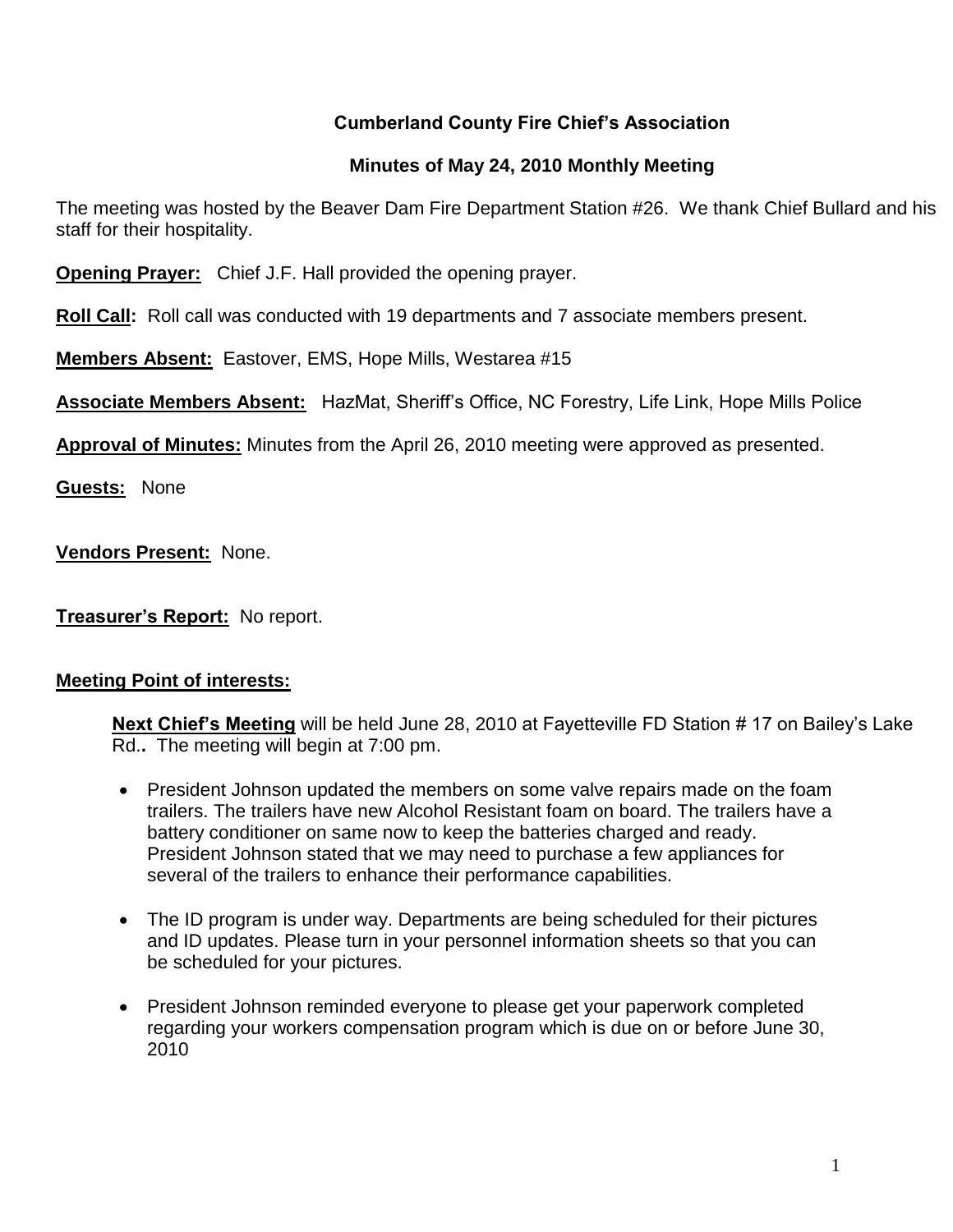# Cumberland County Fire Chief's Association

## Minutes of May 24, 2010 Monthly Meeting

The meeting was hosted by the Beaver Dam Fire Department Station #26. We thank Chief Bullard and his staff for their hospitality.

**Opening Prayer:** Chief J.F. Hall provided the opening prayer.

**Roll Call:** Roll call was conducted with 19 departments and 7 associate members present.

**Members Absent:** Eastover, EMS, Hope Mills, Westarea #15

**Associate Members Absent:** HazMat, Sheriff's Office, NC Forestry, Life Link, Hope Mills Police

**Approval of Minutes:** Minutes from the April 26, 2010 meeting were approved as presented.

**Guests:** None

**Vendors Present:** None.

**Treasurer's Report:** No report.

**Meeting Point of interests:**

**Next Chief's Meeting** will be held June 28, 2010 at Fayetteville FD Station # 17 on Bailey's Lake Rd.**.** The meeting will begin at 7:00 pm.

- President Johnson updated the members on some valve repairs made on the foam trailers. The trailers have new Alcohol Resistant foam on board. The trailers have a battery conditioner on same now to keep the batteries charged and ready. President Johnson stated that we may need to purchase a few appliances for several of the trailers to enhance their performance capabilities.

- The ID program is under way. Departments are being scheduled for their pictures and ID updates. Please turn in your personnel information sheets so that you can be scheduled for your pictures.

- President Johnson reminded everyone to please get your paperwork completed regarding your workers compensation program which is due on or before June 30, 2010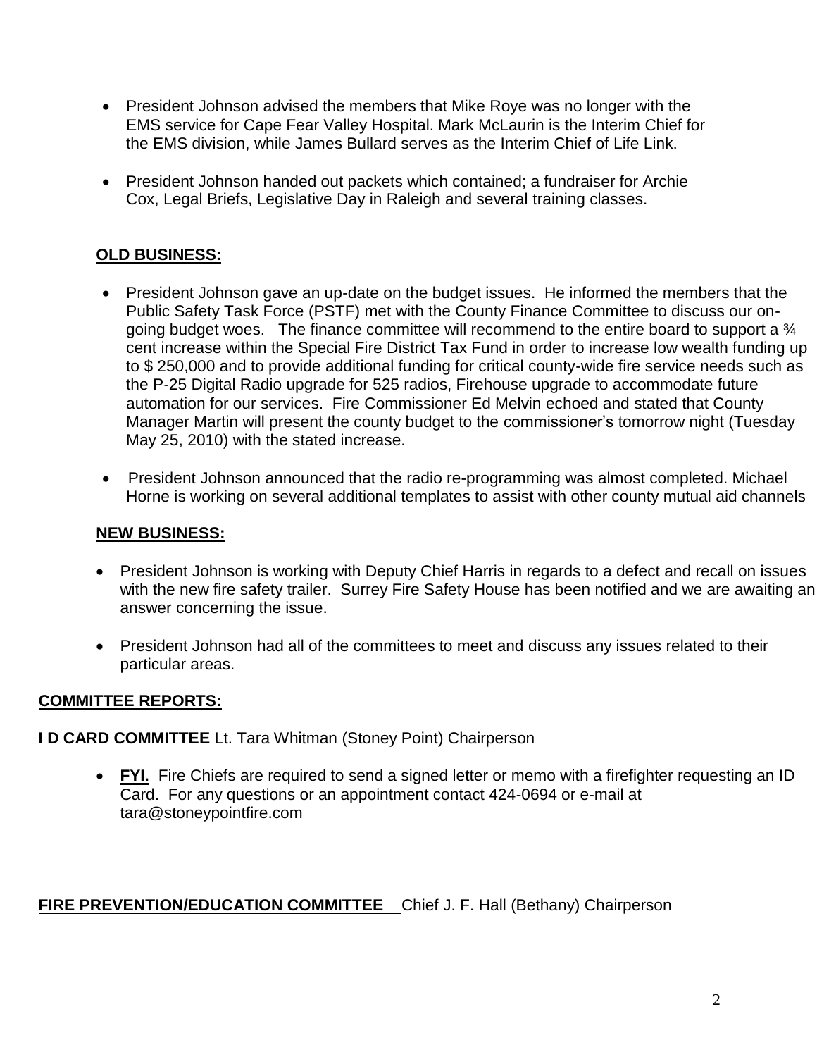- President Johnson advised the members that Mike Roye was no longer with the EMS service for Cape Fear Valley Hospital. Mark McLaurin is the Interim Chief for the EMS division, while James Bullard serves as the Interim Chief of Life Link.
- President Johnson handed out packets which contained; a fundraiser for Archie Cox, Legal Briefs, Legislative Day in Raleigh and several training classes.

**OLD BUSINESS:**

- President Johnson gave an up-date on the budget issues. He informed the members that the Public Safety Task Force (PSTF) met with the County Finance Committee to discuss our on-going budget woes. The finance committee will recommend to the entire board to support a ¾ cent increase within the Special Fire District Tax Fund in order to increase low wealth funding up to $ 250,000 and to provide additional funding for critical county-wide fire service needs such as the P-25 Digital Radio upgrade for 525 radios, Firehouse upgrade to accommodate future automation for our services. Fire Commissioner Ed Melvin echoed and stated that County Manager Martin will present the county budget to the commissioner's tomorrow night (Tuesday May 25, 2010) with the stated increase.
- President Johnson announced that the radio re-programming was almost completed. Michael Horne is working on several additional templates to assist with other county mutual aid channels

**NEW BUSINESS:**

- President Johnson is working with Deputy Chief Harris in regards to a defect and recall on issues with the new fire safety trailer. Surrey Fire Safety House has been notified and we are awaiting an answer concerning the issue.
- President Johnson had all of the committees to meet and discuss any issues related to their particular areas.

**COMMITTEE REPORTS:**

**I D CARD COMMITTEE** Lt. Tara Whitman (Stoney Point) Chairperson

- **FYI.** Fire Chiefs are required to send a signed letter or memo with a firefighter requesting an ID Card. For any questions or an appointment contact 424-0694 or e-mail at tara@stoneypointfire.com

**FIRE PREVENTION/EDUCATION COMMITTEE** Chief J. F. Hall (Bethany) Chairperson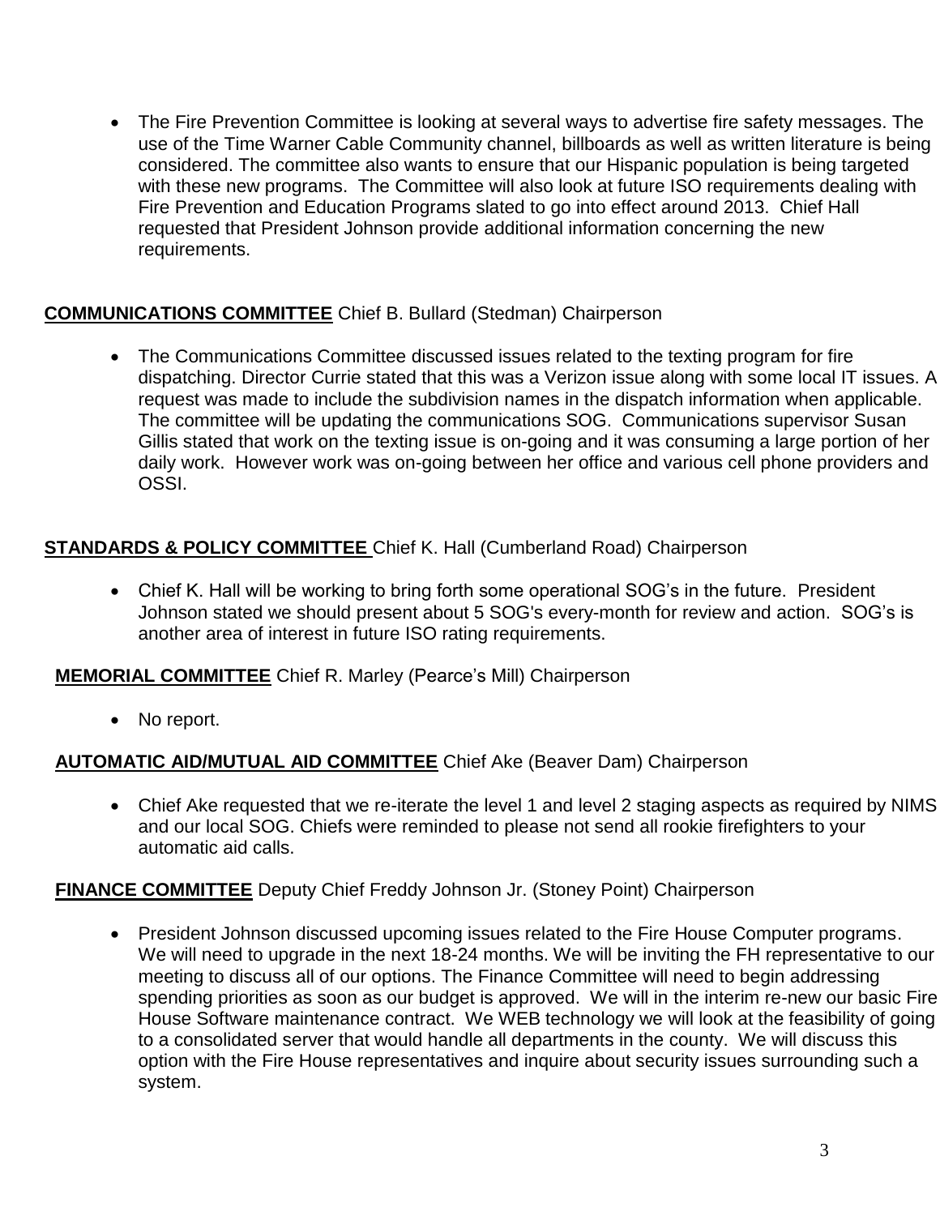- The Fire Prevention Committee is looking at several ways to advertise fire safety messages. The use of the Time Warner Cable Community channel, billboards as well as written literature is being considered. The committee also wants to ensure that our Hispanic population is being targeted with these new programs. The Committee will also look at future ISO requirements dealing with Fire Prevention and Education Programs slated to go into effect around 2013. Chief Hall requested that President Johnson provide additional information concerning the new requirements.

**COMMUNICATIONS COMMITTEE** Chief B. Bullard (Stedman) Chairperson

- The Communications Committee discussed issues related to the texting program for fire dispatching. Director Currie stated that this was a Verizon issue along with some local IT issues. A request was made to include the subdivision names in the dispatch information when applicable. The committee will be updating the communications SOG. Communications supervisor Susan Gillis stated that work on the texting issue is on-going and it was consuming a large portion of her daily work. However work was on-going between her office and various cell phone providers and OSSI.

**STANDARDS & POLICY COMMITTEE** Chief K. Hall (Cumberland Road) Chairperson

- Chief K. Hall will be working to bring forth some operational SOG's in the future. President Johnson stated we should present about 5 SOG's every-month for review and action. SOG's is another area of interest in future ISO rating requirements.

**MEMORIAL COMMITTEE** Chief R. Marley (Pearce's Mill) Chairperson

- No report.

**AUTOMATIC AID/MUTUAL AID COMMITTEE** Chief Ake (Beaver Dam) Chairperson

- Chief Ake requested that we re-iterate the level 1 and level 2 staging aspects as required by NIMS and our local SOG. Chiefs were reminded to please not send all rookie firefighters to your automatic aid calls.

**FINANCE COMMITTEE** Deputy Chief Freddy Johnson Jr. (Stoney Point) Chairperson

- President Johnson discussed upcoming issues related to the Fire House Computer programs. We will need to upgrade in the next 18-24 months. We will be inviting the FH representative to our meeting to discuss all of our options. The Finance Committee will need to begin addressing spending priorities as soon as our budget is approved. We will in the interim re-new our basic Fire House Software maintenance contract. We WEB technology we will look at the feasibility of going to a consolidated server that would handle all departments in the county. We will discuss this option with the Fire House representatives and inquire about security issues surrounding such a system.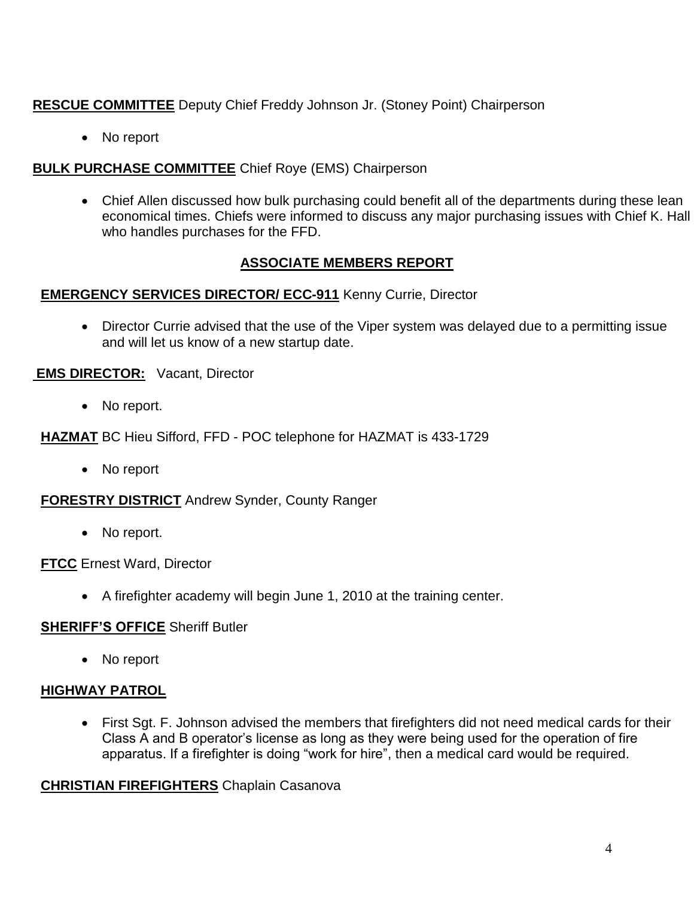**RESCUE COMMITTEE** Deputy Chief Freddy Johnson Jr. (Stoney Point) Chairperson

- No report

**BULK PURCHASE COMMITTEE** Chief Roye (EMS) Chairperson

- Chief Allen discussed how bulk purchasing could benefit all of the departments during these lean economical times. Chiefs were informed to discuss any major purchasing issues with Chief K. Hall who handles purchases for the FFD.

## ASSOCIATE MEMBERS REPORT

**EMERGENCY SERVICES DIRECTOR/ ECC-911** Kenny Currie, Director

- Director Currie advised that the use of the Viper system was delayed due to a permitting issue and will let us know of a new startup date.

**EMS DIRECTOR:** Vacant, Director

- No report.

**HAZMAT** BC Hieu Sifford, FFD - POC telephone for HAZMAT is 433-1729

- No report

**FORESTRY DISTRICT** Andrew Synder, County Ranger

- No report.

**FTCC** Ernest Ward, Director

- A firefighter academy will begin June 1, 2010 at the training center.

**SHERIFF'S OFFICE** Sheriff Butler

- No report

**HIGHWAY PATROL**

- First Sgt. F. Johnson advised the members that firefighters did not need medical cards for their Class A and B operator's license as long as they were being used for the operation of fire apparatus. If a firefighter is doing "work for hire", then a medical card would be required.

**CHRISTIAN FIREFIGHTERS** Chaplain Casanova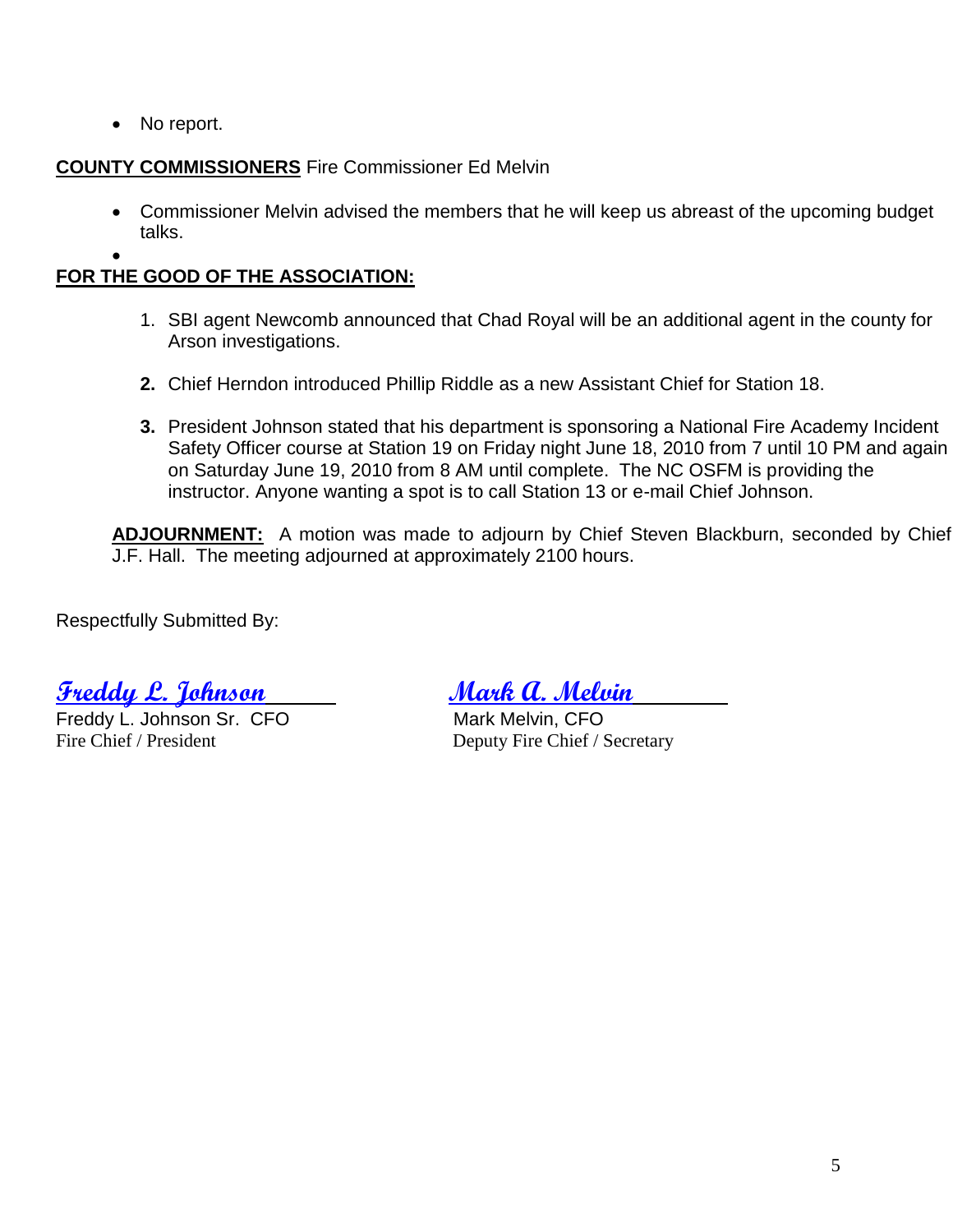- No report.

**COUNTY COMMISSIONERS** Fire Commissioner Ed Melvin

- Commissioner Melvin advised the members that he will keep us abreast of the upcoming budget talks.
-

**FOR THE GOOD OF THE ASSOCIATION:**

1. SBI agent Newcomb announced that Chad Royal will be an additional agent in the county for Arson investigations.
2. Chief Herndon introduced Phillip Riddle as a new Assistant Chief for Station 18.
3. President Johnson stated that his department is sponsoring a National Fire Academy Incident Safety Officer course at Station 19 on Friday night June 18, 2010 from 7 until 10 PM and again on Saturday June 19, 2010 from 8 AM until complete. The NC OSFM is providing the instructor. Anyone wanting a spot is to call Station 13 or e-mail Chief Johnson.

**ADJOURNMENT:** A motion was made to adjourn by Chief Steven Blackburn, seconded by Chief J.F. Hall. The meeting adjourned at approximately 2100 hours.

Respectfully Submitted By:

*Freddy L. Johnson*
Freddy L. Johnson Sr. CFO
Fire Chief / President

*Mark A. Melvin*
Mark Melvin, CFO
Deputy Fire Chief / Secretary